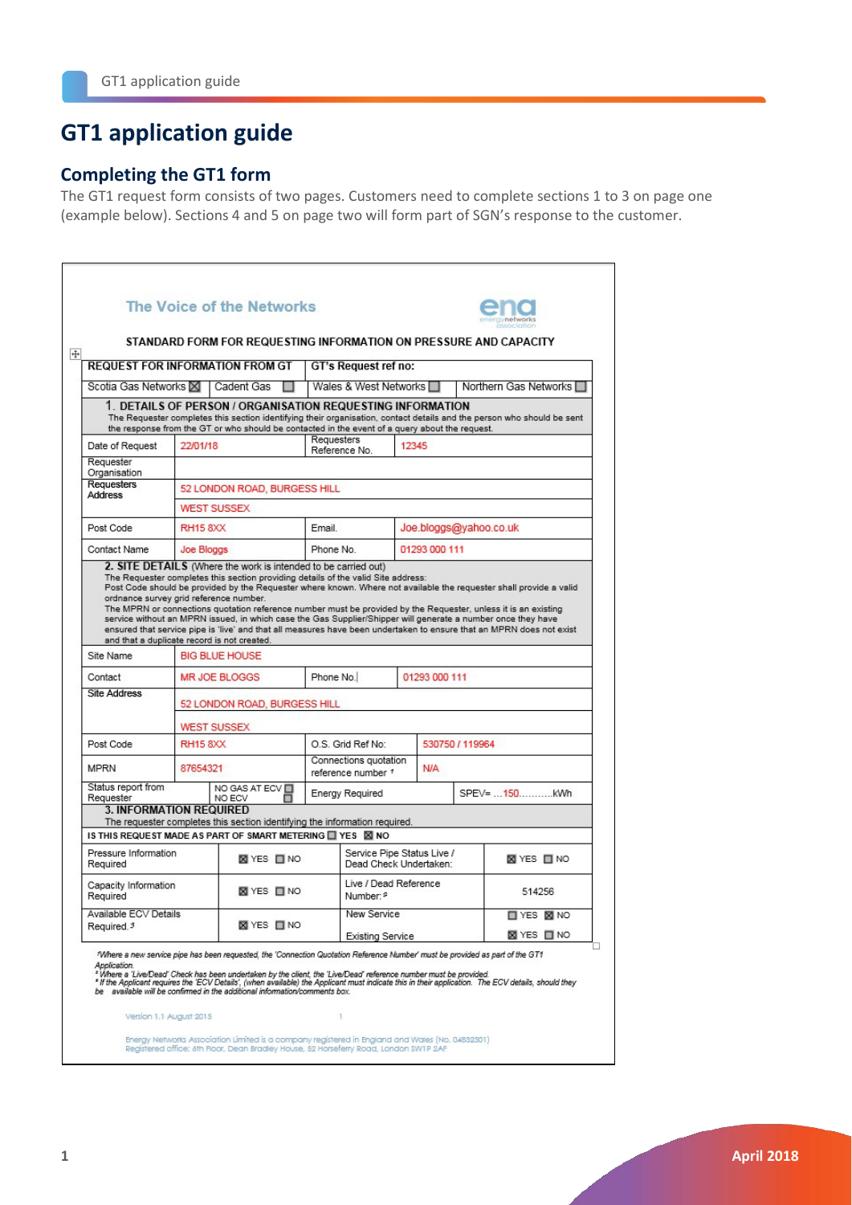# GT1 application guide

## Completing the GT1 form

The GT1 request form consists of two pages. Customers need to complete sections 1 to 3 on page one (example below). Sections 4 and 5 on page two will form part of SGN's response to the customer.

The Voice of the Networks

STANDARD FORM FOR REQUESTING INFORMATION ON PRESSURE AND CAPACITY

| REQUEST FOR INFORMATION FROM GT | | GT's Request ref no: | |
|---|---|---|---|
| Scotia Gas Networks ☒ | Cadent Gas ☐ | Wales & West Networks ☐ | Northern Gas Networks ☐ |

**1. DETAILS OF PERSON / ORGANISATION REQUESTING INFORMATION**

The Requester completes this section identifying their organisation, contact details and the person who should be sent the response from the GT or who should be contacted in the event of a query about the request.

| | | | |
|---|---|---|---|
| Date of Request | 22/01/18 | Requesters Reference No. | 12345 |
| Requester Organisation | | | |
| Requesters Address | 52 LONDON ROAD, BURGESS HILL | | |
| | WEST SUSSEX | | |
| Post Code | RH15 8XX | Email. | Joe.bloggs@yahoo.co.uk |
| Contact Name | Joe Bloggs | Phone No. | 01293 000 111 |

**2. SITE DETAILS** (Where the work is intended to be carried out)

The Requester completes this section providing details of the valid Site address:
Post Code should be provided by the Requester where known. Where not available the requester shall provide a valid ordnance survey grid reference number.
The MPRN or connections quotation reference number must be provided by the Requester, unless it is an existing service without an MPRN issued, in which case the Gas Supplier/Shipper will generate a number once they have ensured that service pipe is 'live' and that all measures have been undertaken to ensure that an MPRN does not exist and that a duplicate record is not created.

| | | | |
|---|---|---|---|
| Site Name | BIG BLUE HOUSE | | |
| Contact | MR JOE BLOGGS | Phone No. | 01293 000 111 |
| Site Address | 52 LONDON ROAD, BURGESS HILL | | |
| | WEST SUSSEX | | |
| Post Code | RH15 8XX | O.S. Grid Ref No: | 530750 / 119964 |
| MPRN | 87654321 | Connections quotation reference number [1] | N/A |
| Status report from Requester | NO GAS AT ECV ☐ NO ECV ☐ | Energy Required | SPEV= ...150...........kWh |

**3. INFORMATION REQUIRED**

The requester completes this section identifying the information required.

IS THIS REQUEST MADE AS PART OF SMART METERING ☐ YES ☒ NO

| | | | |
|---|---|---|---|
| Pressure Information Required | ☒ YES ☐ NO | Service Pipe Status Live / Dead Check Undertaken: | ☒ YES ☐ NO |
| Capacity Information Required | ☒ YES ☐ NO | Live / Dead Reference Number: [2] | 514256 |
| Available ECV Details Required. [3] | ☒ YES ☐ NO | New Service | ☐ YES ☒ NO |
| | | Existing Service | ☒ YES ☐ NO |

[1] Where a new service pipe has been requested, the 'Connection Quotation Reference Number' must be provided as part of the GT1 Application.
[2] Where a 'Live/Dead' Check has been undertaken by the client, the 'Live/Dead' reference number must be provided.
[3] If the Applicant requires the 'ECV Details', (when available) the Applicant must indicate this in their application. The ECV details, should they be available will be confirmed in the additional information/comments box.

Version 1.1 August 2015

Energy Networks Association Limited is a company registered in England and Wales (No. 04832301)
Registered office: 6th Floor, Dean Bradley House, 52 Horseferry Road, London SW1P 2AF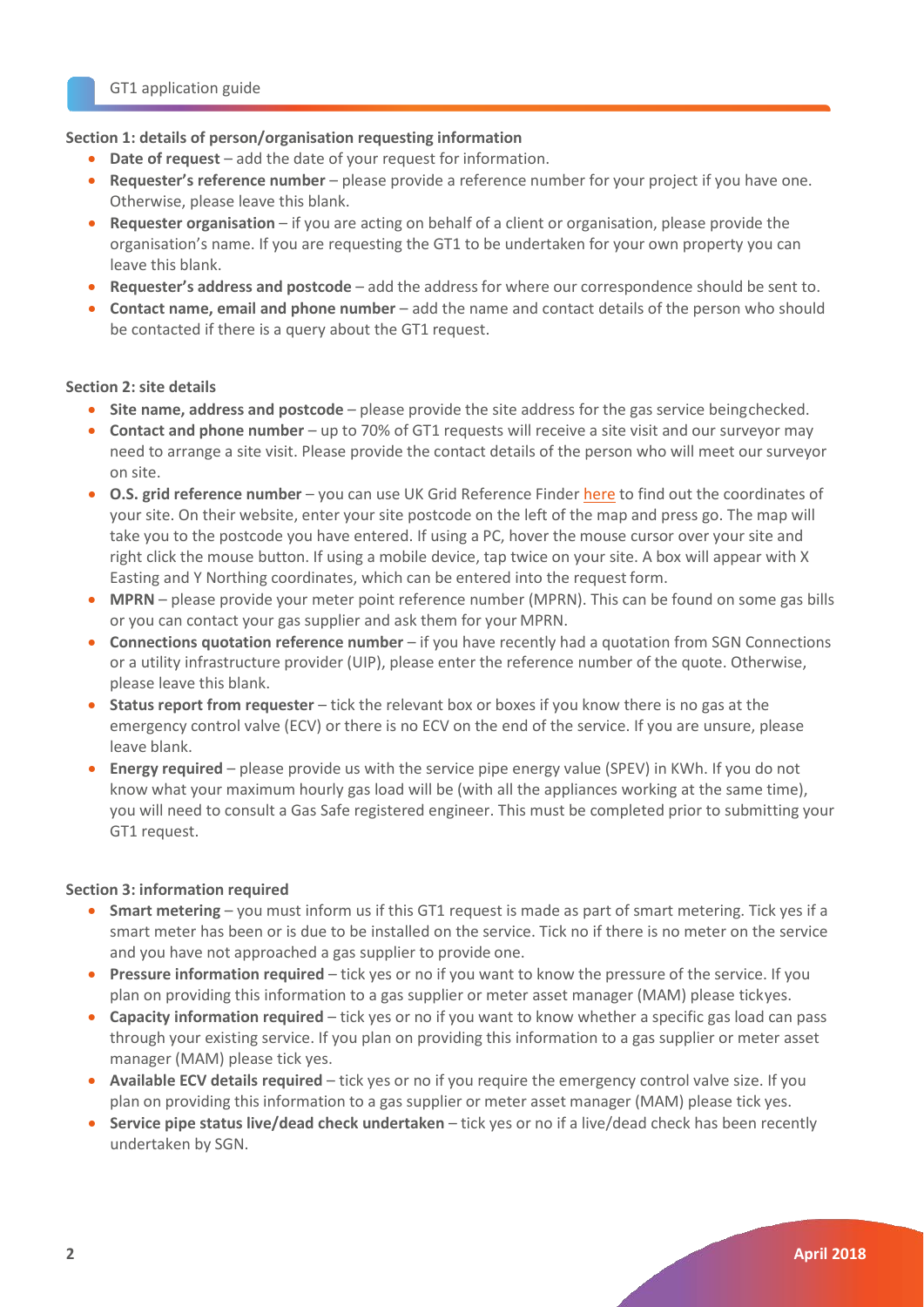**Section 1: details of person/organisation requesting information**

- **Date of request** – add the date of your request for information.
- **Requester's reference number** – please provide a reference number for your project if you have one. Otherwise, please leave this blank.
- **Requester organisation** – if you are acting on behalf of a client or organisation, please provide the organisation's name. If you are requesting the GT1 to be undertaken for your own property you can leave this blank.
- **Requester's address and postcode** – add the address for where our correspondence should be sent to.
- **Contact name, email and phone number** – add the name and contact details of the person who should be contacted if there is a query about the GT1 request.

**Section 2: site details**

- **Site name, address and postcode** – please provide the site address for the gas service beingchecked.
- **Contact and phone number** – up to 70% of GT1 requests will receive a site visit and our surveyor may need to arrange a site visit. Please provide the contact details of the person who will meet our surveyor on site.
- **O.S. grid reference number** – you can use UK Grid Reference Finder here to find out the coordinates of your site. On their website, enter your site postcode on the left of the map and press go. The map will take you to the postcode you have entered. If using a PC, hover the mouse cursor over your site and right click the mouse button. If using a mobile device, tap twice on your site. A box will appear with X Easting and Y Northing coordinates, which can be entered into the request form.
- **MPRN** – please provide your meter point reference number (MPRN). This can be found on some gas bills or you can contact your gas supplier and ask them for your MPRN.
- **Connections quotation reference number** – if you have recently had a quotation from SGN Connections or a utility infrastructure provider (UIP), please enter the reference number of the quote. Otherwise, please leave this blank.
- **Status report from requester** – tick the relevant box or boxes if you know there is no gas at the emergency control valve (ECV) or there is no ECV on the end of the service. If you are unsure, please leave blank.
- **Energy required** – please provide us with the service pipe energy value (SPEV) in KWh. If you do not know what your maximum hourly gas load will be (with all the appliances working at the same time), you will need to consult a Gas Safe registered engineer. This must be completed prior to submitting your GT1 request.

**Section 3: information required**

- **Smart metering** – you must inform us if this GT1 request is made as part of smart metering. Tick yes if a smart meter has been or is due to be installed on the service. Tick no if there is no meter on the service and you have not approached a gas supplier to provide one.
- **Pressure information required** – tick yes or no if you want to know the pressure of the service. If you plan on providing this information to a gas supplier or meter asset manager (MAM) please tickyes.
- **Capacity information required** – tick yes or no if you want to know whether a specific gas load can pass through your existing service. If you plan on providing this information to a gas supplier or meter asset manager (MAM) please tick yes.
- **Available ECV details required** – tick yes or no if you require the emergency control valve size. If you plan on providing this information to a gas supplier or meter asset manager (MAM) please tick yes.
- **Service pipe status live/dead check undertaken** – tick yes or no if a live/dead check has been recently undertaken by SGN.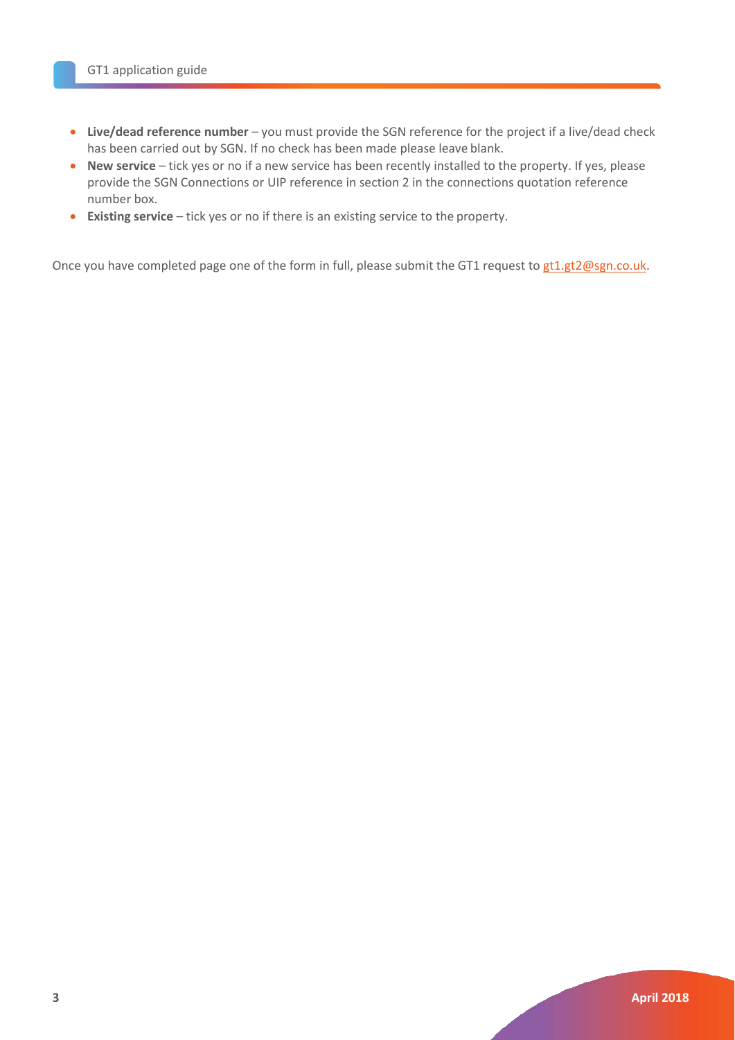- **Live/dead reference number** – you must provide the SGN reference for the project if a live/dead check has been carried out by SGN. If no check has been made please leave blank.
- **New service** – tick yes or no if a new service has been recently installed to the property. If yes, please provide the SGN Connections or UIP reference in section 2 in the connections quotation reference number box.
- **Existing service** – tick yes or no if there is an existing service to the property.

Once you have completed page one of the form in full, please submit the GT1 request to gt1.gt2@sgn.co.uk.